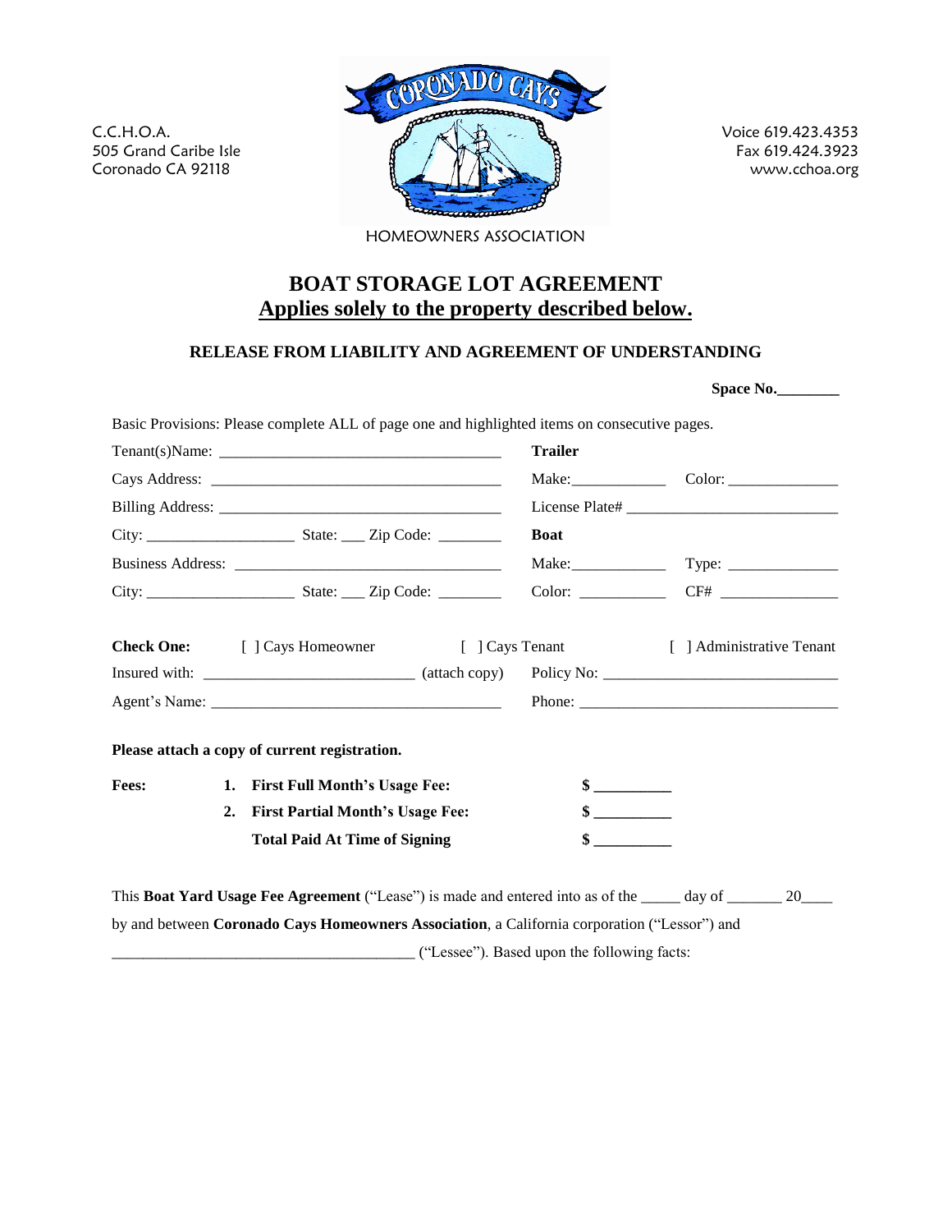C.C.H.O.A.
505 Grand Caribe Isle
Coronado CA 92118

CORONADO CAYS
HOMEOWNERS ASSOCIATION

Voice 619.423.4353
Fax 619.424.3923
www.cchoa.org

# BOAT STORAGE LOT AGREEMENT
## Applies solely to the property described below.

### RELEASE FROM LIABILITY AND AGREEMENT OF UNDERSTANDING

**Space No.________**

Basic Provisions: Please complete ALL of page one and highlighted items on consecutive pages.

Tenant(s)Name: ____________________________________

Cays Address: ____________________________________

Billing Address: ____________________________________

City: ___________________ State: ___ Zip Code: ________

Business Address: ____________________________________

City: ___________________ State: ___ Zip Code: ________

**Trailer**

Make:____________ Color: ______________

License Plate# ___________________________

**Boat**

Make:____________ Type: ______________

Color: ___________ CF# _______________

**Check One:** [ ] Cays Homeowner [ ] Cays Tenant [ ] Administrative Tenant

Insured with: __________________________ (attach copy) Policy No: ______________________________

Agent's Name: ____________________________________ Phone: _________________________________

**Please attach a copy of current registration.**

| **Fees:** | | |
|---|---|---|
| | **1. First Full Month's Usage Fee:** | **$ _________** |
| | **2. First Partial Month's Usage Fee:** | **$ _________** |
| | **Total Paid At Time of Signing** | **$ _________** |

This **Boat Yard Usage Fee Agreement** ("Lease") is made and entered into as of the _____ day of _______ 20____ by and between **Coronado Cays Homeowners Association**, a California corporation ("Lessor") and _______________________________________ ("Lessee"). Based upon the following facts: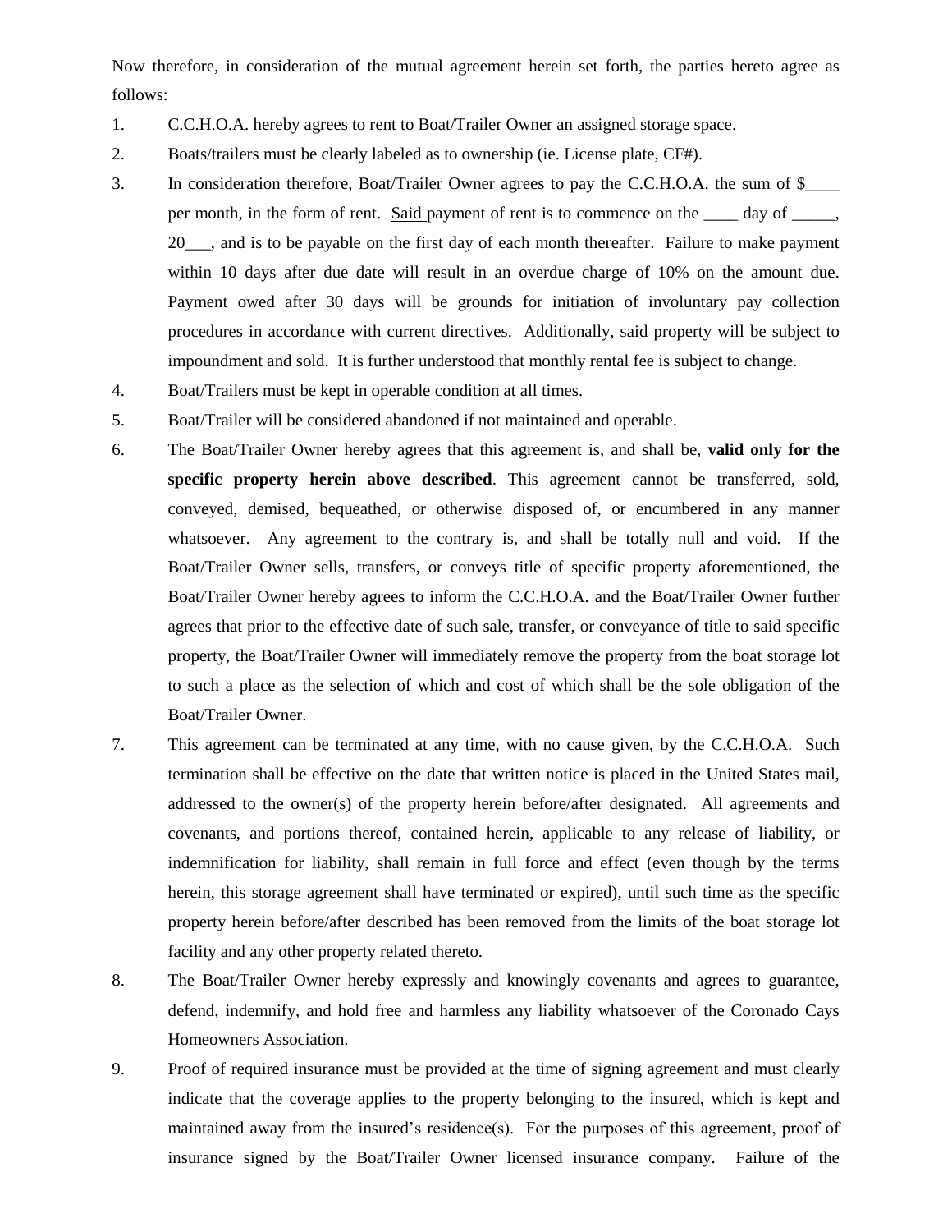Now therefore, in consideration of the mutual agreement herein set forth, the parties hereto agree as follows:

1. C.C.H.O.A. hereby agrees to rent to Boat/Trailer Owner an assigned storage space.
2. Boats/trailers must be clearly labeled as to ownership (ie. License plate, CF#).
3. In consideration therefore, Boat/Trailer Owner agrees to pay the C.C.H.O.A. the sum of $____ per month, in the form of rent. Said payment of rent is to commence on the ____ day of _____, 20___, and is to be payable on the first day of each month thereafter. Failure to make payment within 10 days after due date will result in an overdue charge of 10% on the amount due. Payment owed after 30 days will be grounds for initiation of involuntary pay collection procedures in accordance with current directives. Additionally, said property will be subject to impoundment and sold. It is further understood that monthly rental fee is subject to change.
4. Boat/Trailers must be kept in operable condition at all times.
5. Boat/Trailer will be considered abandoned if not maintained and operable.
6. The Boat/Trailer Owner hereby agrees that this agreement is, and shall be, **valid only for the specific property herein above described**. This agreement cannot be transferred, sold, conveyed, demised, bequeathed, or otherwise disposed of, or encumbered in any manner whatsoever. Any agreement to the contrary is, and shall be totally null and void. If the Boat/Trailer Owner sells, transfers, or conveys title of specific property aforementioned, the Boat/Trailer Owner hereby agrees to inform the C.C.H.O.A. and the Boat/Trailer Owner further agrees that prior to the effective date of such sale, transfer, or conveyance of title to said specific property, the Boat/Trailer Owner will immediately remove the property from the boat storage lot to such a place as the selection of which and cost of which shall be the sole obligation of the Boat/Trailer Owner.
7. This agreement can be terminated at any time, with no cause given, by the C.C.H.O.A. Such termination shall be effective on the date that written notice is placed in the United States mail, addressed to the owner(s) of the property herein before/after designated. All agreements and covenants, and portions thereof, contained herein, applicable to any release of liability, or indemnification for liability, shall remain in full force and effect (even though by the terms herein, this storage agreement shall have terminated or expired), until such time as the specific property herein before/after described has been removed from the limits of the boat storage lot facility and any other property related thereto.
8. The Boat/Trailer Owner hereby expressly and knowingly covenants and agrees to guarantee, defend, indemnify, and hold free and harmless any liability whatsoever of the Coronado Cays Homeowners Association.
9. Proof of required insurance must be provided at the time of signing agreement and must clearly indicate that the coverage applies to the property belonging to the insured, which is kept and maintained away from the insured's residence(s). For the purposes of this agreement, proof of insurance signed by the Boat/Trailer Owner licensed insurance company. Failure of the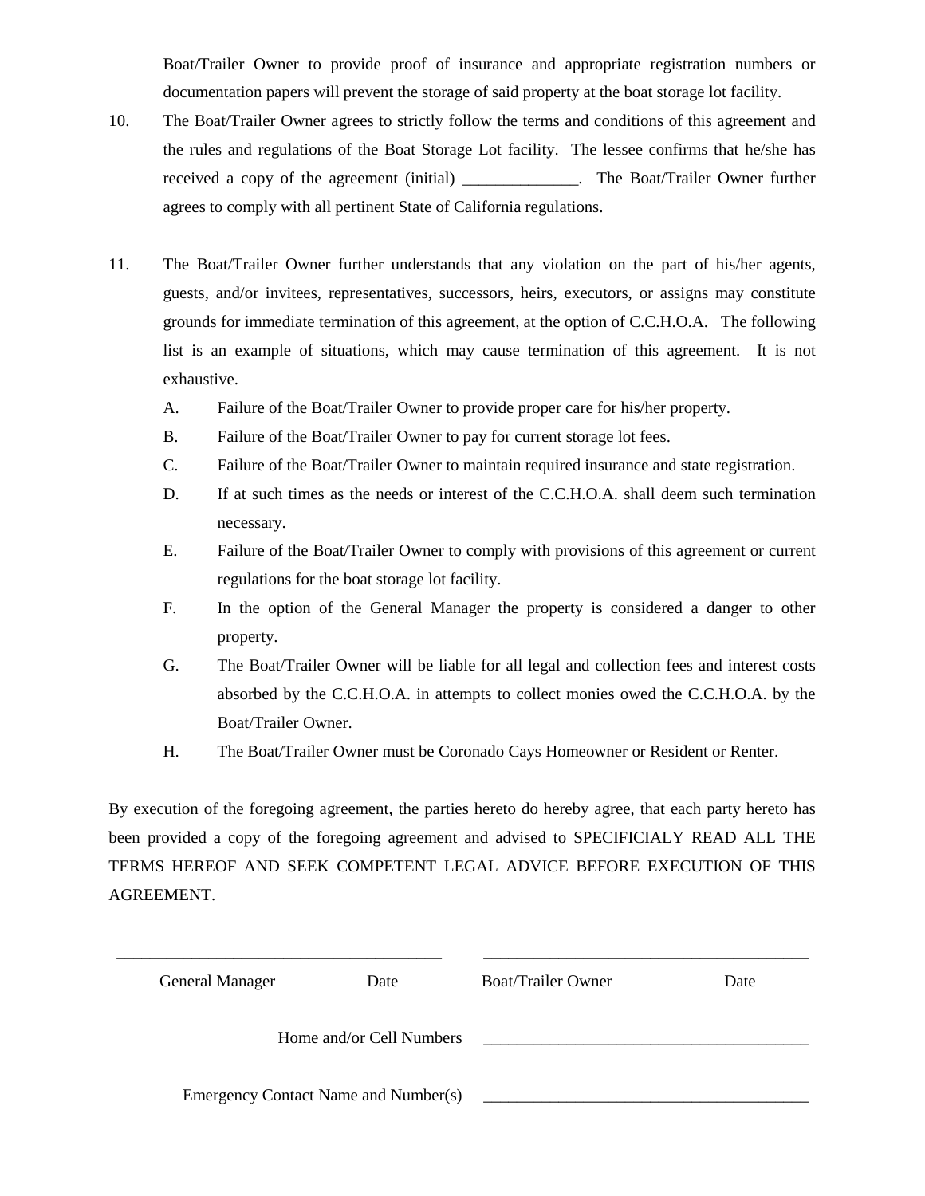Boat/Trailer Owner to provide proof of insurance and appropriate registration numbers or documentation papers will prevent the storage of said property at the boat storage lot facility.

10. The Boat/Trailer Owner agrees to strictly follow the terms and conditions of this agreement and the rules and regulations of the Boat Storage Lot facility. The lessee confirms that he/she has received a copy of the agreement (initial) ______________. The Boat/Trailer Owner further agrees to comply with all pertinent State of California regulations.

11. The Boat/Trailer Owner further understands that any violation on the part of his/her agents, guests, and/or invitees, representatives, successors, heirs, executors, or assigns may constitute grounds for immediate termination of this agreement, at the option of C.C.H.O.A. The following list is an example of situations, which may cause termination of this agreement. It is not exhaustive.

    A. Failure of the Boat/Trailer Owner to provide proper care for his/her property.
    B. Failure of the Boat/Trailer Owner to pay for current storage lot fees.
    C. Failure of the Boat/Trailer Owner to maintain required insurance and state registration.
    D. If at such times as the needs or interest of the C.C.H.O.A. shall deem such termination necessary.
    E. Failure of the Boat/Trailer Owner to comply with provisions of this agreement or current regulations for the boat storage lot facility.
    F. In the option of the General Manager the property is considered a danger to other property.
    G. The Boat/Trailer Owner will be liable for all legal and collection fees and interest costs absorbed by the C.C.H.O.A. in attempts to collect monies owed the C.C.H.O.A. by the Boat/Trailer Owner.
    H. The Boat/Trailer Owner must be Coronado Cays Homeowner or Resident or Renter.

By execution of the foregoing agreement, the parties hereto do hereby agree, that each party hereto has been provided a copy of the foregoing agreement and advised to SPECIFICIALY READ ALL THE TERMS HEREOF AND SEEK COMPETENT LEGAL ADVICE BEFORE EXECUTION OF THIS AGREEMENT.

________________________________________ ________________________________________

General Manager Date Boat/Trailer Owner Date

Home and/or Cell Numbers ________________________________________

Emergency Contact Name and Number(s) ________________________________________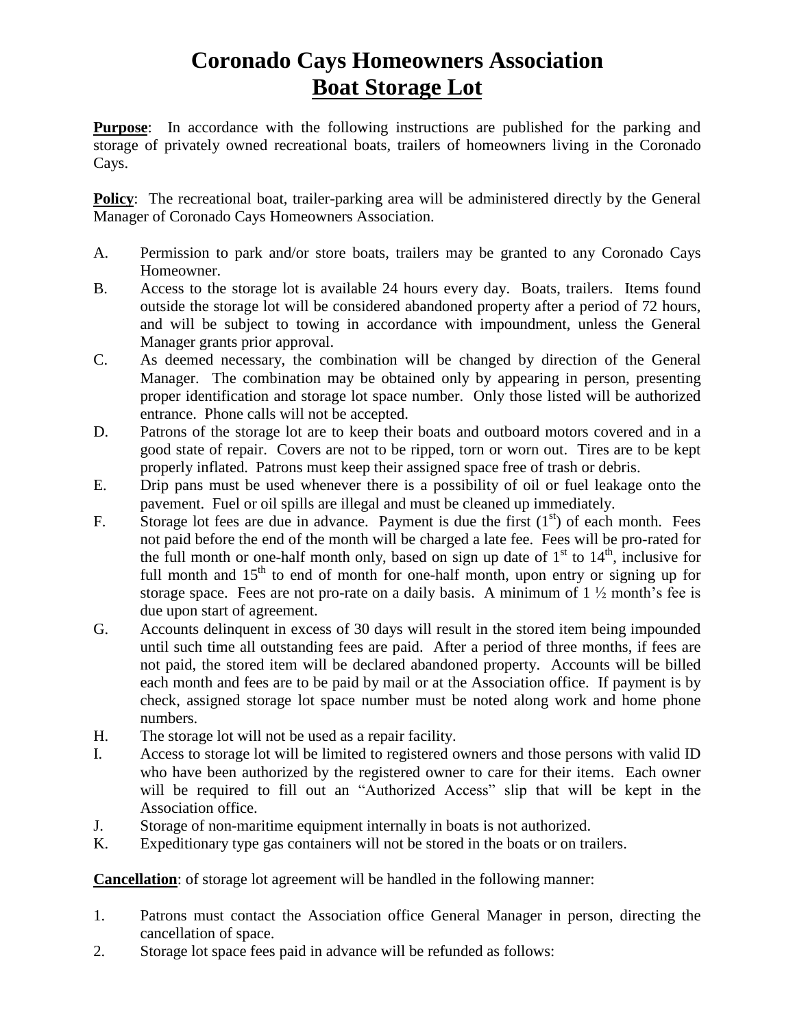# Coronado Cays Homeowners Association
# Boat Storage Lot

**Purpose**: In accordance with the following instructions are published for the parking and storage of privately owned recreational boats, trailers of homeowners living in the Coronado Cays.

**Policy**: The recreational boat, trailer-parking area will be administered directly by the General Manager of Coronado Cays Homeowners Association.

A. Permission to park and/or store boats, trailers may be granted to any Coronado Cays Homeowner.

B. Access to the storage lot is available 24 hours every day. Boats, trailers. Items found outside the storage lot will be considered abandoned property after a period of 72 hours, and will be subject to towing in accordance with impoundment, unless the General Manager grants prior approval.

C. As deemed necessary, the combination will be changed by direction of the General Manager. The combination may be obtained only by appearing in person, presenting proper identification and storage lot space number. Only those listed will be authorized entrance. Phone calls will not be accepted.

D. Patrons of the storage lot are to keep their boats and outboard motors covered and in a good state of repair. Covers are not to be ripped, torn or worn out. Tires are to be kept properly inflated. Patrons must keep their assigned space free of trash or debris.

E. Drip pans must be used whenever there is a possibility of oil or fuel leakage onto the pavement. Fuel or oil spills are illegal and must be cleaned up immediately.

F. Storage lot fees are due in advance. Payment is due the first (1st) of each month. Fees not paid before the end of the month will be charged a late fee. Fees will be pro-rated for the full month or one-half month only, based on sign up date of 1st to 14th, inclusive for full month and 15th to end of month for one-half month, upon entry or signing up for storage space. Fees are not pro-rate on a daily basis. A minimum of 1 ½ month's fee is due upon start of agreement.

G. Accounts delinquent in excess of 30 days will result in the stored item being impounded until such time all outstanding fees are paid. After a period of three months, if fees are not paid, the stored item will be declared abandoned property. Accounts will be billed each month and fees are to be paid by mail or at the Association office. If payment is by check, assigned storage lot space number must be noted along work and home phone numbers.

H. The storage lot will not be used as a repair facility.

I. Access to storage lot will be limited to registered owners and those persons with valid ID who have been authorized by the registered owner to care for their items. Each owner will be required to fill out an "Authorized Access" slip that will be kept in the Association office.

J. Storage of non-maritime equipment internally in boats is not authorized.

K. Expeditionary type gas containers will not be stored in the boats or on trailers.

**Cancellation**: of storage lot agreement will be handled in the following manner:

1. Patrons must contact the Association office General Manager in person, directing the cancellation of space.
2. Storage lot space fees paid in advance will be refunded as follows: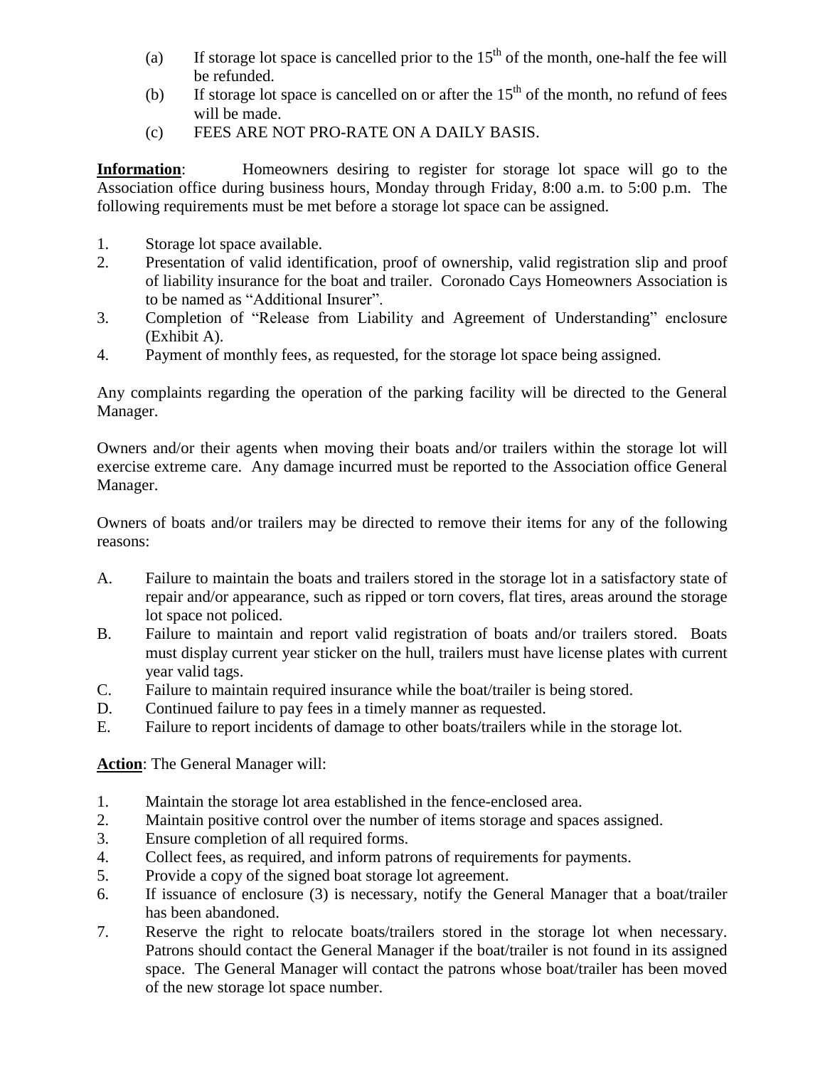(a) If storage lot space is cancelled prior to the 15th of the month, one-half the fee will be refunded.

(b) If storage lot space is cancelled on or after the 15th of the month, no refund of fees will be made.

(c) FEES ARE NOT PRO-RATE ON A DAILY BASIS.

**Information**: Homeowners desiring to register for storage lot space will go to the Association office during business hours, Monday through Friday, 8:00 a.m. to 5:00 p.m. The following requirements must be met before a storage lot space can be assigned.

1. Storage lot space available.
2. Presentation of valid identification, proof of ownership, valid registration slip and proof of liability insurance for the boat and trailer. Coronado Cays Homeowners Association is to be named as "Additional Insurer".
3. Completion of "Release from Liability and Agreement of Understanding" enclosure (Exhibit A).
4. Payment of monthly fees, as requested, for the storage lot space being assigned.

Any complaints regarding the operation of the parking facility will be directed to the General Manager.

Owners and/or their agents when moving their boats and/or trailers within the storage lot will exercise extreme care. Any damage incurred must be reported to the Association office General Manager.

Owners of boats and/or trailers may be directed to remove their items for any of the following reasons:

A. Failure to maintain the boats and trailers stored in the storage lot in a satisfactory state of repair and/or appearance, such as ripped or torn covers, flat tires, areas around the storage lot space not policed.

B. Failure to maintain and report valid registration of boats and/or trailers stored. Boats must display current year sticker on the hull, trailers must have license plates with current year valid tags.

C. Failure to maintain required insurance while the boat/trailer is being stored.

D. Continued failure to pay fees in a timely manner as requested.

E. Failure to report incidents of damage to other boats/trailers while in the storage lot.

**Action**: The General Manager will:

1. Maintain the storage lot area established in the fence-enclosed area.
2. Maintain positive control over the number of items storage and spaces assigned.
3. Ensure completion of all required forms.
4. Collect fees, as required, and inform patrons of requirements for payments.
5. Provide a copy of the signed boat storage lot agreement.
6. If issuance of enclosure (3) is necessary, notify the General Manager that a boat/trailer has been abandoned.
7. Reserve the right to relocate boats/trailers stored in the storage lot when necessary. Patrons should contact the General Manager if the boat/trailer is not found in its assigned space. The General Manager will contact the patrons whose boat/trailer has been moved of the new storage lot space number.